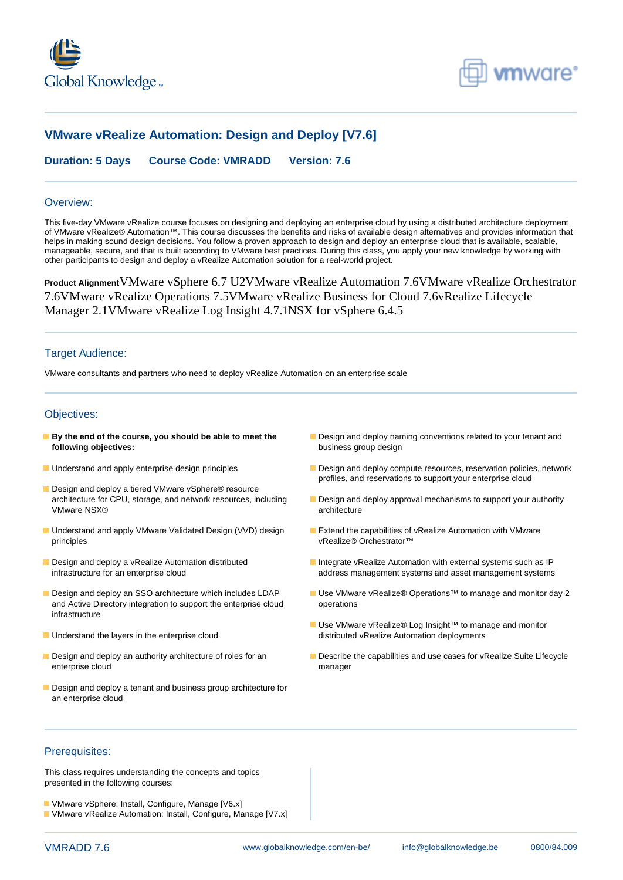# VMware vRealize Automation: Design and Deploy [V7.6]

**Duration: 5 Days** **Course Code: VMRADD** **Version: 7.6**

## Overview:

This five-day VMware vRealize course focuses on designing and deploying an enterprise cloud by using a distributed architecture deployment of VMware vRealize® Automation™. This course discusses the benefits and risks of available design alternatives and provides information that helps in making sound design decisions. You follow a proven approach to design and deploy an enterprise cloud that is available, scalable, manageable, secure, and that is built according to VMware best practices. During this class, you apply your new knowledge by working with other participants to design and deploy a vRealize Automation solution for a real-world project.

**Product Alignment**VMware vSphere 6.7 U2VMware vRealize Automation 7.6VMware vRealize Orchestrator 7.6VMware vRealize Operations 7.5VMware vRealize Business for Cloud 7.6vRealize Lifecycle Manager 2.1VMware vRealize Log Insight 4.7.1NSX for vSphere 6.4.5

## Target Audience:

VMware consultants and partners who need to deploy vRealize Automation on an enterprise scale

## Objectives:

- **By the end of the course, you should be able to meet the following objectives:**
- Understand and apply enterprise design principles
- Design and deploy a tiered VMware vSphere® resource architecture for CPU, storage, and network resources, including VMware NSX®
- Understand and apply VMware Validated Design (VVD) design principles
- Design and deploy a vRealize Automation distributed infrastructure for an enterprise cloud
- Design and deploy an SSO architecture which includes LDAP and Active Directory integration to support the enterprise cloud infrastructure
- Understand the layers in the enterprise cloud
- Design and deploy an authority architecture of roles for an enterprise cloud
- Design and deploy a tenant and business group architecture for an enterprise cloud
- Design and deploy naming conventions related to your tenant and business group design
- Design and deploy compute resources, reservation policies, network profiles, and reservations to support your enterprise cloud
- Design and deploy approval mechanisms to support your authority architecture
- Extend the capabilities of vRealize Automation with VMware vRealize® Orchestrator™
- Integrate vRealize Automation with external systems such as IP address management systems and asset management systems
- Use VMware vRealize® Operations™ to manage and monitor day 2 operations
- Use VMware vRealize® Log Insight™ to manage and monitor distributed vRealize Automation deployments
- Describe the capabilities and use cases for vRealize Suite Lifecycle manager

## Prerequisites:

This class requires understanding the concepts and topics presented in the following courses:

- VMware vSphere: Install, Configure, Manage [V6.x]
- VMware vRealize Automation: Install, Configure, Manage [V7.x]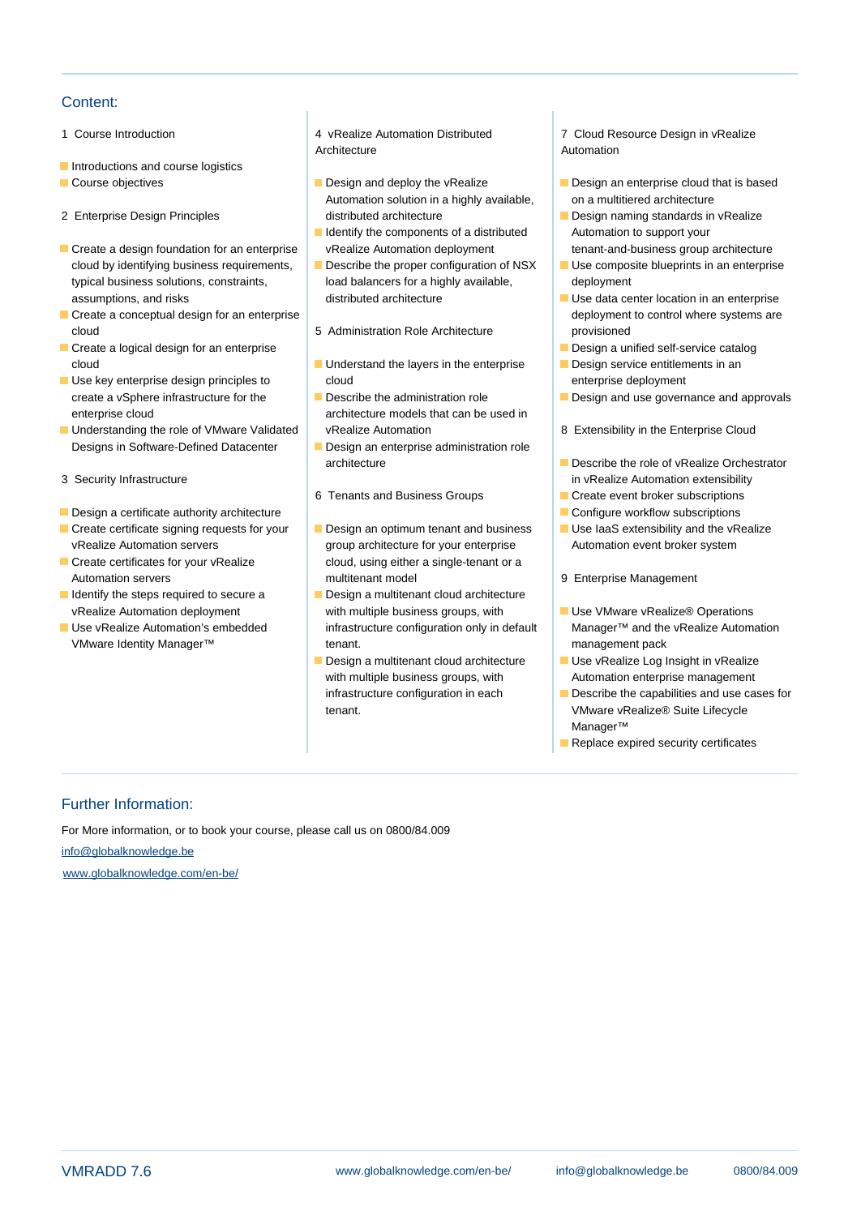## Content:

1 Course Introduction

- Introductions and course logistics
- Course objectives

2 Enterprise Design Principles

- Create a design foundation for an enterprise cloud by identifying business requirements, typical business solutions, constraints, assumptions, and risks
- Create a conceptual design for an enterprise cloud
- Create a logical design for an enterprise cloud
- Use key enterprise design principles to create a vSphere infrastructure for the enterprise cloud
- Understanding the role of VMware Validated Designs in Software-Defined Datacenter

3 Security Infrastructure

- Design a certificate authority architecture
- Create certificate signing requests for your vRealize Automation servers
- Create certificates for your vRealize Automation servers
- Identify the steps required to secure a vRealize Automation deployment
- Use vRealize Automation's embedded VMware Identity Manager™

4 vRealize Automation Distributed Architecture

- Design and deploy the vRealize Automation solution in a highly available, distributed architecture
- Identify the components of a distributed vRealize Automation deployment
- Describe the proper configuration of NSX load balancers for a highly available, distributed architecture

5 Administration Role Architecture

- Understand the layers in the enterprise cloud
- Describe the administration role architecture models that can be used in vRealize Automation
- Design an enterprise administration role architecture

6 Tenants and Business Groups

- Design an optimum tenant and business group architecture for your enterprise cloud, using either a single-tenant or a multitenant model
- Design a multitenant cloud architecture with multiple business groups, with infrastructure configuration only in default tenant.
- Design a multitenant cloud architecture with multiple business groups, with infrastructure configuration in each tenant.

7 Cloud Resource Design in vRealize Automation

- Design an enterprise cloud that is based on a multitiered architecture
- Design naming standards in vRealize Automation to support your tenant-and-business group architecture
- Use composite blueprints in an enterprise deployment
- Use data center location in an enterprise deployment to control where systems are provisioned
- Design a unified self-service catalog
- Design service entitlements in an enterprise deployment
- Design and use governance and approvals

8 Extensibility in the Enterprise Cloud

- Describe the role of vRealize Orchestrator in vRealize Automation extensibility
- Create event broker subscriptions
- Configure workflow subscriptions
- Use IaaS extensibility and the vRealize Automation event broker system

9 Enterprise Management

- Use VMware vRealize® Operations Manager™ and the vRealize Automation management pack
- Use vRealize Log Insight in vRealize Automation enterprise management
- Describe the capabilities and use cases for VMware vRealize® Suite Lifecycle Manager™
- Replace expired security certificates

## Further Information:

For More information, or to book your course, please call us on 0800/84.009

info@globalknowledge.be

www.globalknowledge.com/en-be/